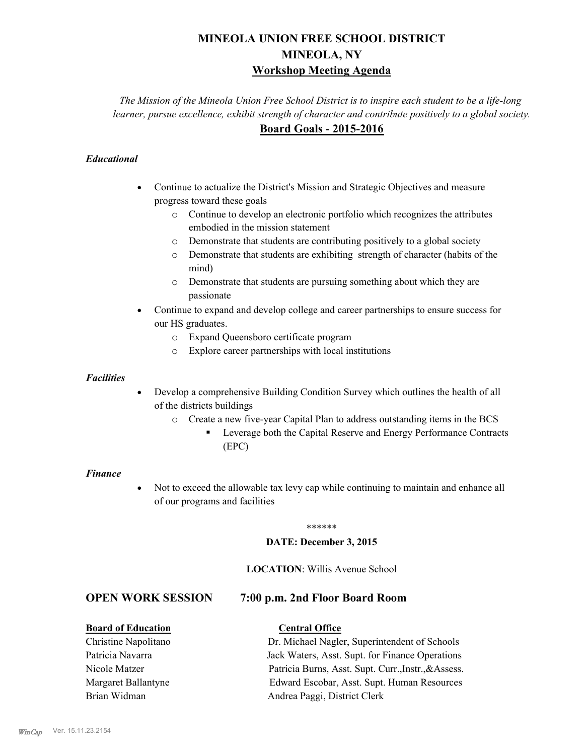# MINEOLA UNION FREE SCHOOL DISTRICT
# MINEOLA, NY
## Workshop Meeting Agenda

*The Mission of the Mineola Union Free School District is to inspire each student to be a life-long learner, pursue excellence, exhibit strength of character and contribute positively to a global society.*

## Board Goals - 2015-2016

### *Educational*

- Continue to actualize the District's Mission and Strategic Objectives and measure progress toward these goals
  - Continue to develop an electronic portfolio which recognizes the attributes embodied in the mission statement
  - Demonstrate that students are contributing positively to a global society
  - Demonstrate that students are exhibiting strength of character (habits of the mind)
  - Demonstrate that students are pursuing something about which they are passionate
- Continue to expand and develop college and career partnerships to ensure success for our HS graduates.
  - Expand Queensboro certificate program
  - Explore career partnerships with local institutions

### *Facilities*

- Develop a comprehensive Building Condition Survey which outlines the health of all of the districts buildings
  - Create a new five-year Capital Plan to address outstanding items in the BCS
    - Leverage both the Capital Reserve and Energy Performance Contracts (EPC)

### *Finance*

- Not to exceed the allowable tax levy cap while continuing to maintain and enhance all of our programs and facilities

******

**DATE: December 3, 2015**

**LOCATION**: Willis Avenue School

## OPEN WORK SESSION 7:00 p.m. 2nd Floor Board Room

| **Board of Education** | **Central Office** |
|---|---|
| Christine Napolitano | Dr. Michael Nagler, Superintendent of Schools |
| Patricia Navarra | Jack Waters, Asst. Supt. for Finance Operations |
| Nicole Matzer | Patricia Burns, Asst. Supt. Curr.,Instr.,&Assess. |
| Margaret Ballantyne | Edward Escobar, Asst. Supt. Human Resources |
| Brian Widman | Andrea Paggi, District Clerk |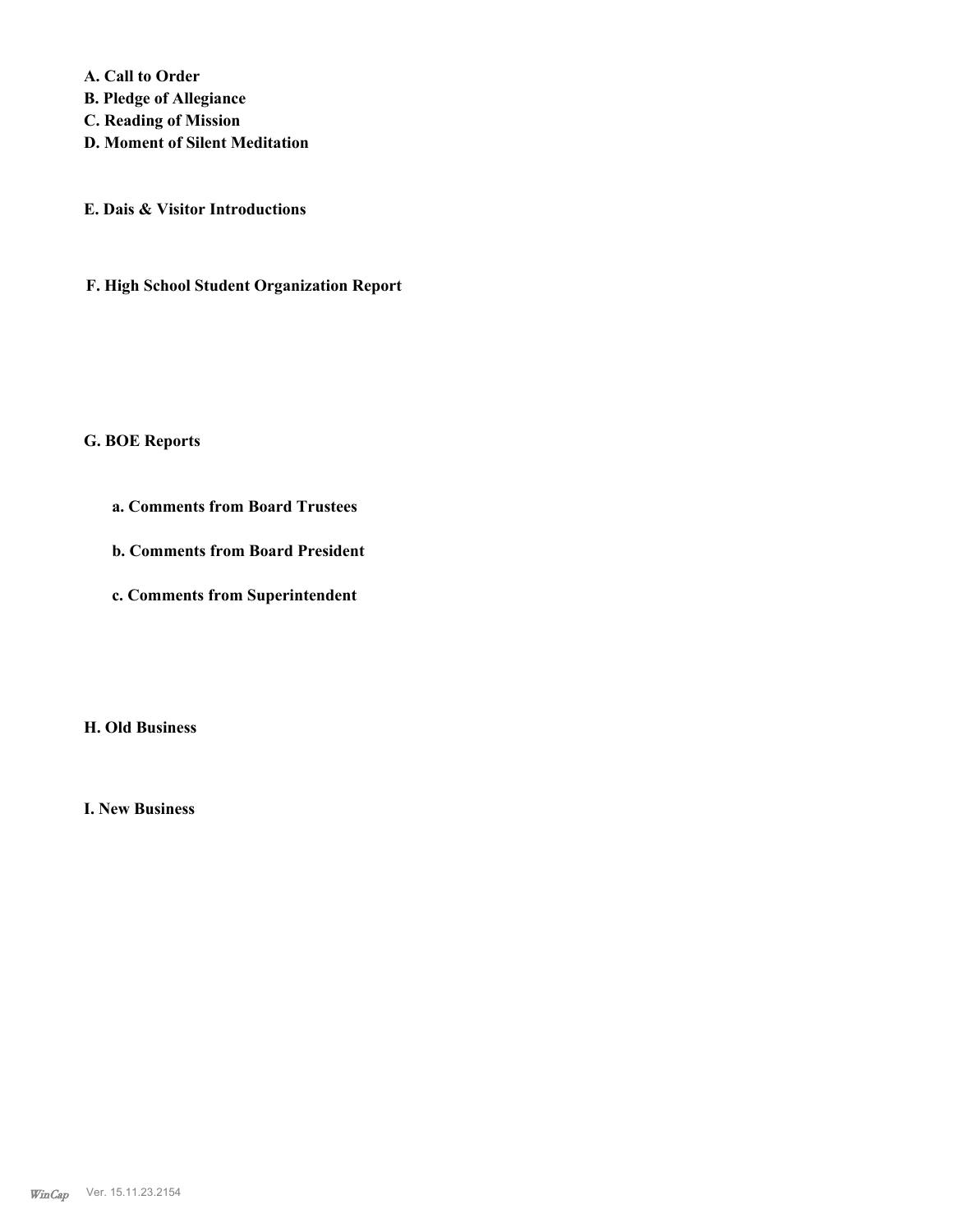**A. Call to Order**
**B. Pledge of Allegiance**
**C. Reading of Mission**
**D. Moment of Silent Meditation**

**E. Dais & Visitor Introductions**

**F. High School Student Organization Report**

**G. BOE Reports**

**a. Comments from Board Trustees**

**b. Comments from Board President**

**c. Comments from Superintendent**

**H. Old Business**

**I. New Business**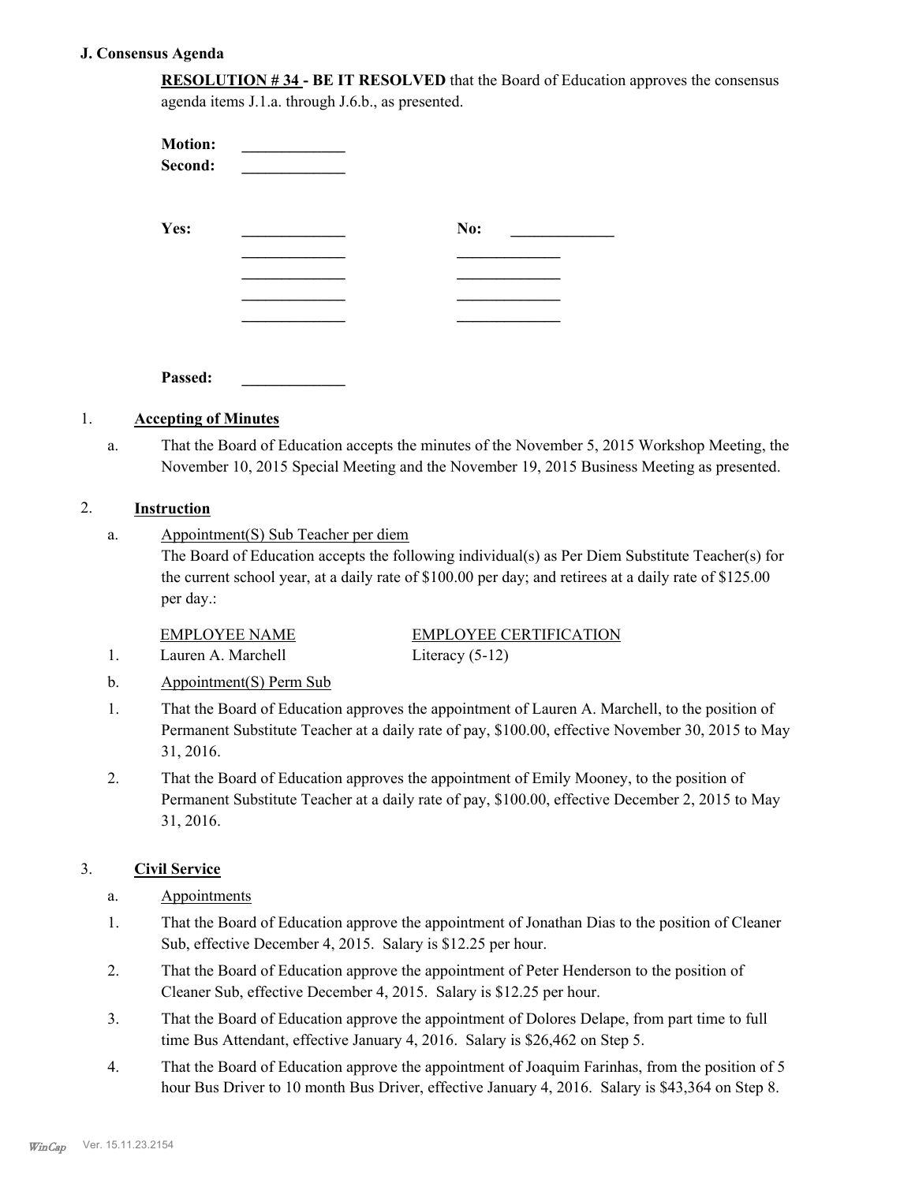### J. Consensus Agenda

**RESOLUTION # 34 - BE IT RESOLVED** that the Board of Education approves the consensus agenda items J.1.a. through J.6.b., as presented.

**Motion:** _____________
**Second:** _____________

**Yes:** _____________ **No:** _____________
_____________ _____________
_____________ _____________
_____________ _____________
_____________ _____________

**Passed:** _____________

1. **Accepting of Minutes**

   a. That the Board of Education accepts the minutes of the November 5, 2015 Workshop Meeting, the November 10, 2015 Special Meeting and the November 19, 2015 Business Meeting as presented.

2. **Instruction**

   a. Appointment(S) Sub Teacher per diem
   The Board of Education accepts the following individual(s) as Per Diem Substitute Teacher(s) for the current school year, at a daily rate of $100.00 per day; and retirees at a daily rate of $125.00 per day.:

   | | EMPLOYEE NAME | EMPLOYEE CERTIFICATION |
   |---|---|---|
   | 1. | Lauren A. Marchell | Literacy (5-12) |

   b. Appointment(S) Perm Sub

   1. That the Board of Education approves the appointment of Lauren A. Marchell, to the position of Permanent Substitute Teacher at a daily rate of pay, $100.00, effective November 30, 2015 to May 31, 2016.
   2. That the Board of Education approves the appointment of Emily Mooney, to the position of Permanent Substitute Teacher at a daily rate of pay, $100.00, effective December 2, 2015 to May 31, 2016.

3. **Civil Service**

   a. Appointments

   1. That the Board of Education approve the appointment of Jonathan Dias to the position of Cleaner Sub, effective December 4, 2015. Salary is $12.25 per hour.
   2. That the Board of Education approve the appointment of Peter Henderson to the position of Cleaner Sub, effective December 4, 2015. Salary is $12.25 per hour.
   3. That the Board of Education approve the appointment of Dolores Delape, from part time to full time Bus Attendant, effective January 4, 2016. Salary is $26,462 on Step 5.
   4. That the Board of Education approve the appointment of Joaquim Farinhas, from the position of 5 hour Bus Driver to 10 month Bus Driver, effective January 4, 2016. Salary is $43,364 on Step 8.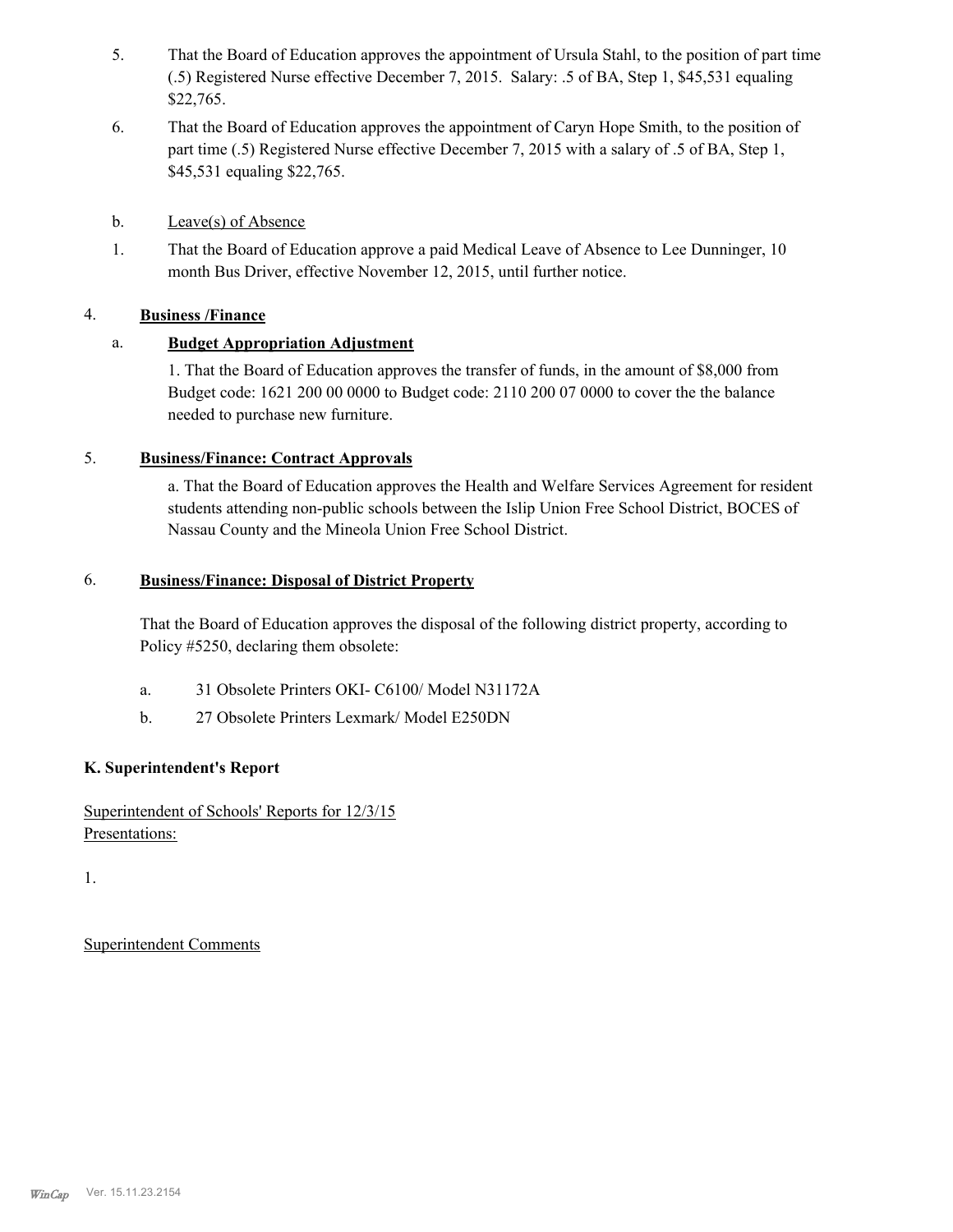5. That the Board of Education approves the appointment of Ursula Stahl, to the position of part time (.5) Registered Nurse effective December 7, 2015. Salary: .5 of BA, Step 1, $45,531 equaling $22,765.

6. That the Board of Education approves the appointment of Caryn Hope Smith, to the position of part time (.5) Registered Nurse effective December 7, 2015 with a salary of .5 of BA, Step 1, $45,531 equaling $22,765.

b. Leave(s) of Absence

1. That the Board of Education approve a paid Medical Leave of Absence to Lee Dunninger, 10 month Bus Driver, effective November 12, 2015, until further notice.

4. **Business /Finance**

a. **Budget Appropriation Adjustment**

1. That the Board of Education approves the transfer of funds, in the amount of $8,000 from Budget code: 1621 200 00 0000 to Budget code: 2110 200 07 0000 to cover the the balance needed to purchase new furniture.

5. **Business/Finance: Contract Approvals**

a. That the Board of Education approves the Health and Welfare Services Agreement for resident students attending non-public schools between the Islip Union Free School District, BOCES of Nassau County and the Mineola Union Free School District.

6. **Business/Finance: Disposal of District Property**

That the Board of Education approves the disposal of the following district property, according to Policy #5250, declaring them obsolete:

a. 31 Obsolete Printers OKI- C6100/ Model N31172A

b. 27 Obsolete Printers Lexmark/ Model E250DN

**K. Superintendent's Report**

Superintendent of Schools' Reports for 12/3/15
Presentations:

1.

Superintendent Comments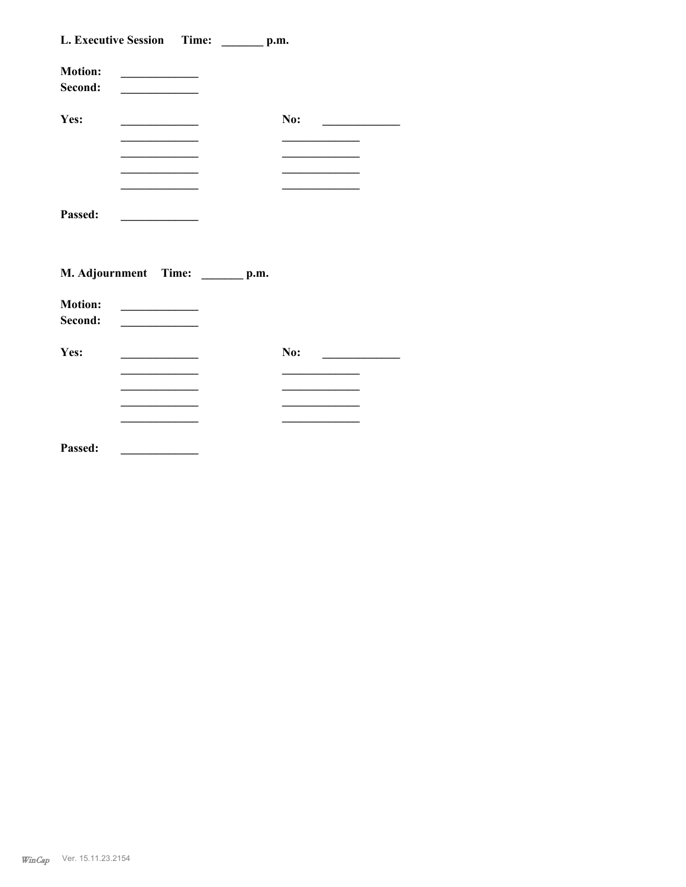**L. Executive Session     Time: _______ p.m.**

**Motion:** _____________
**Second:** _____________

**Yes:** _____________ **No:** _____________
_____________ _____________
_____________ _____________
_____________ _____________
_____________ _____________

**Passed:** _____________

**M. Adjournment     Time: _______ p.m.**

**Motion:** _____________
**Second:** _____________

**Yes:** _____________ **No:** _____________
_____________ _____________
_____________ _____________
_____________ _____________
_____________ _____________

**Passed:** _____________